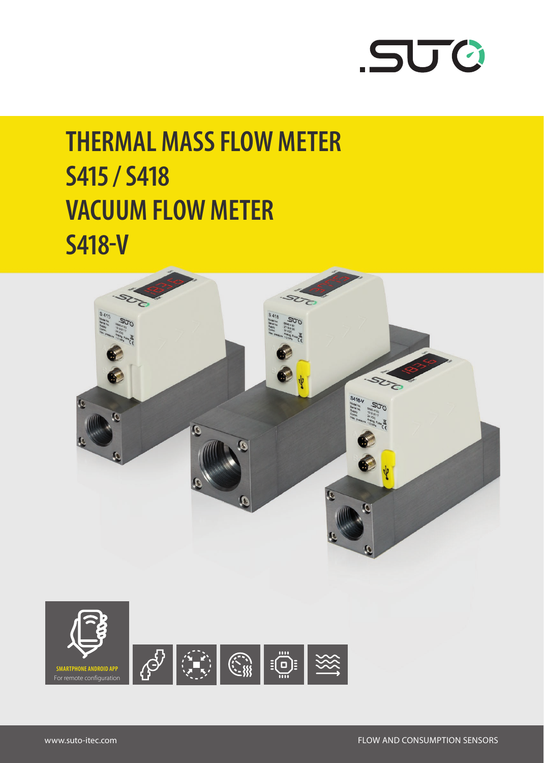# THERMAL MASS FLOW METER
# S415 / S418
# VACUUM FLOW METER
# S418-V

SMARTPHONE ANDROID APP
For remote configuration

www.suto-itec.com

FLOW AND CONSUMPTION SENSORS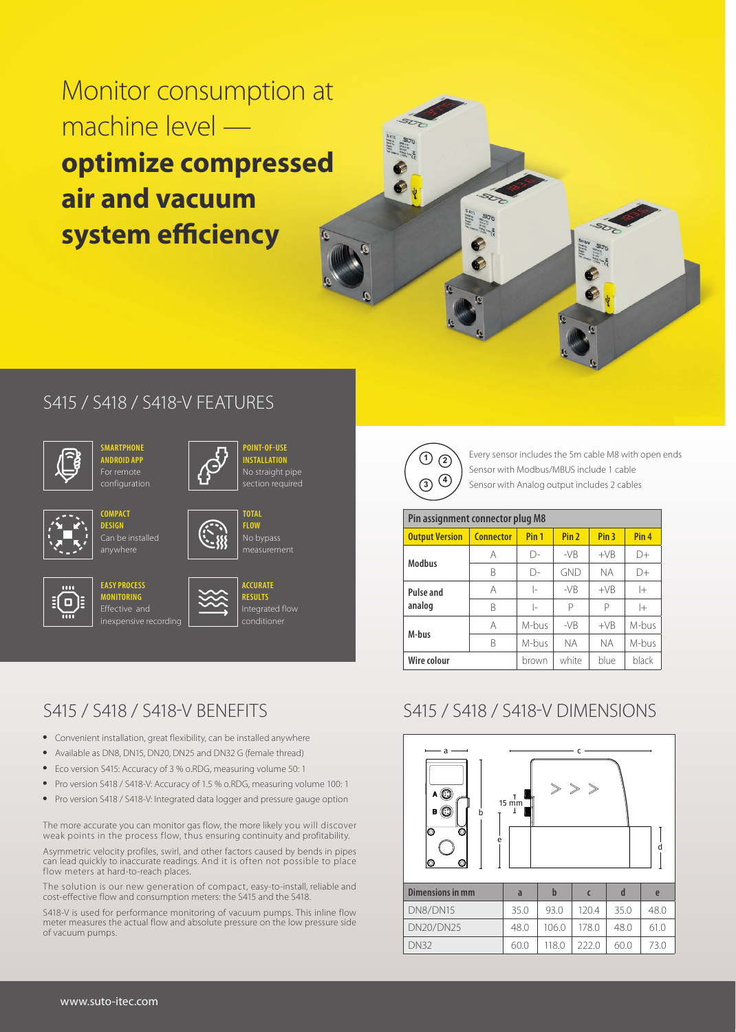# Monitor consumption at machine level — **optimize compressed air and vacuum system efficiency**

## S415 / S418 / S418-V FEATURES

**SMARTPHONE ANDROID APP**
For remote configuration

**POINT-OF-USE INSTALLATION**
No straight pipe section required

**COMPACT DESIGN**
Can be installed anywhere

**TOTAL FLOW**
No bypass measurement

**EASY PROCESS MONITORING**
Effective and inexpensive recording

**ACCURATE RESULTS**
Integrated flow conditioner

Every sensor includes the 5m cable M8 with open ends
Sensor with Modbus/MBUS include 1 cable
Sensor with Analog output includes 2 cables

| Pin assignment connector plug M8 | | | | | |
|---|---|---|---|---|---|
| **Output Version** | **Connector** | **Pin 1** | **Pin 2** | **Pin 3** | **Pin 4** |
| **Modbus** | A | D- | -VB | +VB | D+ |
| | B | D- | GND | NA | D+ |
| **Pulse and analog** | A | I- | -VB | +VB | I+ |
| | B | I- | P | P | I+ |
| **M-bus** | A | M-bus | -VB | +VB | M-bus |
| | B | M-bus | NA | NA | M-bus |
| **Wire colour** | | brown | white | blue | black |

## S415 / S418 / S418-V BENEFITS

- Convenient installation, great flexibility, can be installed anywhere
- Available as DN8, DN15, DN20, DN25 and DN32 G (female thread)
- Eco version S415: Accuracy of 3 % o.RDG, measuring volume 50: 1
- Pro version S418 / S418-V: Accuracy of 1.5 % o.RDG, measuring volume 100: 1
- Pro version S418 / S418-V: Integrated data logger and pressure gauge option

The more accurate you can monitor gas flow, the more likely you will discover weak points in the process flow, thus ensuring continuity and profitability.

Asymmetric velocity profiles, swirl, and other factors caused by bends in pipes can lead quickly to inaccurate readings. And it is often not possible to place flow meters at hard-to-reach places.

The solution is our new generation of compact, easy-to-install, reliable and cost-effective flow and consumption meters: the S415 and the S418.

S418-V is used for performance monitoring of vacuum pumps. This inline flow meter measures the actual flow and absolute pressure on the low pressure side of vacuum pumps.

## S415 / S418 / S418-V DIMENSIONS

| Dimensions in mm | a | b | c | d | e |
|---|---|---|---|---|---|
| DN8/DN15 | 35.0 | 93.0 | 120.4 | 35.0 | 48.0 |
| DN20/DN25 | 48.0 | 106.0 | 178.0 | 48.0 | 61.0 |
| DN32 | 60.0 | 118.0 | 222.0 | 60.0 | 73.0 |

www.suto-itec.com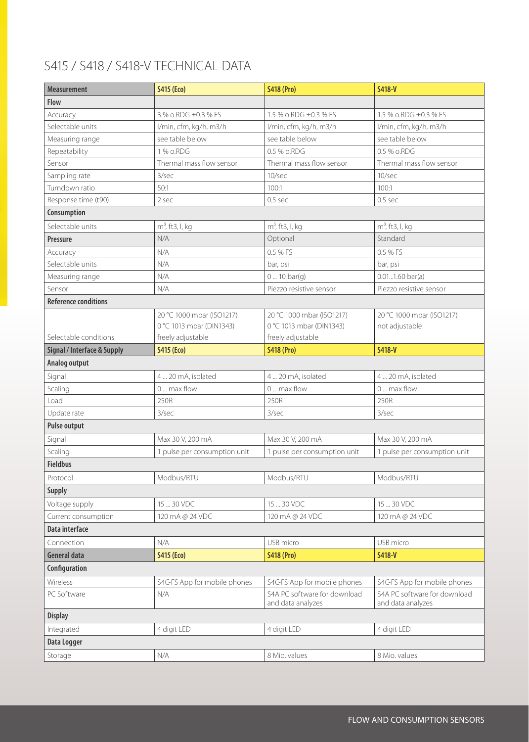# S415 / S418 / S418-V TECHNICAL DATA

| Measurement | S415 (Eco) | S418 (Pro) | S418-V |
|---|---|---|---|
| **Flow** | | | |
| Accuracy | 3 % o.RDG ±0.3 % FS | 1.5 % o.RDG ±0.3 % FS | 1.5 % o.RDG ±0.3 % FS |
| Selectable units | l/min, cfm, kg/h, m3/h | l/min, cfm, kg/h, m3/h | l/min, cfm, kg/h, m3/h |
| Measuring range | see table below | see table below | see table below |
| Repeatability | 1 % o.RDG | 0.5 % o.RDG | 0.5 % o.RDG |
| Sensor | Thermal mass flow sensor | Thermal mass flow sensor | Thermal mass flow sensor |
| Sampling rate | 3/sec | 10/sec | 10/sec |
| Turndown ratio | 50:1 | 100:1 | 100:1 |
| Response time (t90) | 2 sec | 0.5 sec | 0.5 sec |
| **Consumption** | | | |
| Selectable units | $m^3$, ft3, l, kg | $m^3$, ft3, l, kg | $m^3$, ft3, l, kg |
| **Pressure** | N/A | Optional | Standard |
| Accuracy | N/A | 0.5 % FS | 0.5 % FS |
| Selectable units | N/A | bar, psi | bar, psi |
| Measuring range | N/A | 0 ... 10 bar(g) | 0.01...1.60 bar(a) |
| Sensor | N/A | Piezzo resistive sensor | Piezzo resistive sensor |
| **Reference conditions** | | | |
| Selectable conditions | 20 °C 1000 mbar (ISO1217)<br>0 °C 1013 mbar (DIN1343)<br>freely adjustable | 20 °C 1000 mbar (ISO1217)<br>0 °C 1013 mbar (DIN1343)<br>freely adjustable | 20 °C 1000 mbar (ISO1217)<br>not adjustable |
| **Signal / Interface & Supply** | **S415 (Eco)** | **S418 (Pro)** | **S418-V** |
| **Analog output** | | | |
| Signal | 4 ... 20 mA, isolated | 4 ... 20 mA, isolated | 4 ... 20 mA, isolated |
| Scaling | 0 ... max flow | 0 ... max flow | 0 ... max flow |
| Load | 250R | 250R | 250R |
| Update rate | 3/sec | 3/sec | 3/sec |
| **Pulse output** | | | |
| Signal | Max 30 V, 200 mA | Max 30 V, 200 mA | Max 30 V, 200 mA |
| Scaling | 1 pulse per consumption unit | 1 pulse per consumption unit | 1 pulse per consumption unit |
| **Fieldbus** | | | |
| Protocol | Modbus/RTU | Modbus/RTU | Modbus/RTU |
| **Supply** | | | |
| Voltage supply | 15 ... 30 VDC | 15 ... 30 VDC | 15 ... 30 VDC |
| Current consumption | 120 mA @ 24 VDC | 120 mA @ 24 VDC | 120 mA @ 24 VDC |
| **Data interface** | | | |
| Connection | N/A | USB micro | USB micro |
| **General data** | **S415 (Eco)** | **S418 (Pro)** | **S418-V** |
| **Configuration** | | | |
| Wireless | S4C-FS App for mobile phones | S4C-FS App for mobile phones | S4C-FS App for mobile phones |
| PC Software | N/A | S4A PC software for download and data analyzes | S4A PC software for download and data analyzes |
| **Display** | | | |
| Integrated | 4 digit LED | 4 digit LED | 4 digit LED |
| **Data Logger** | | | |
| Storage | N/A | 8 Mio. values | 8 Mio. values |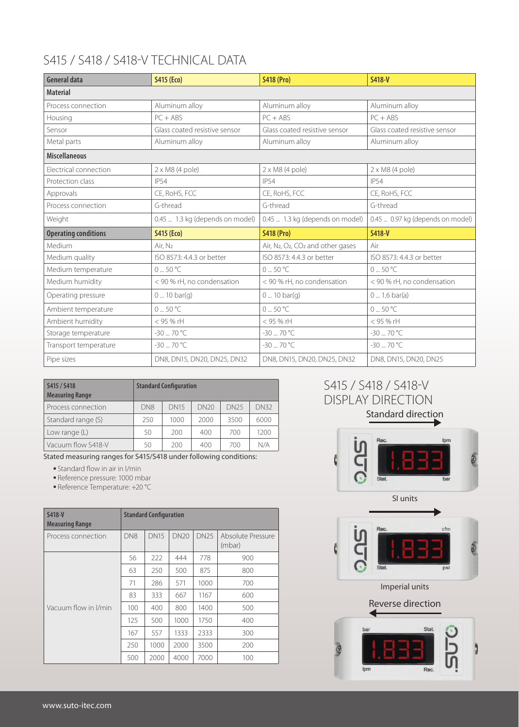# S415 / S418 / S418-V TECHNICAL DATA

| General data | S415 (Eco) | S418 (Pro) | S418-V |
|---|---|---|---|
| **Material** | | | |
| Process connection | Aluminum alloy | Aluminum alloy | Aluminum alloy |
| Housing | PC + ABS | PC + ABS | PC + ABS |
| Sensor | Glass coated resistive sensor | Glass coated resistive sensor | Glass coated resistive sensor |
| Metal parts | Aluminum alloy | Aluminum alloy | Aluminum alloy |
| **Miscellaneous** | | | |
| Electrical connection | 2 x M8 (4 pole) | 2 x M8 (4 pole) | 2 x M8 (4 pole) |
| Protection class | IP54 | IP54 | IP54 |
| Approvals | CE, RoHS, FCC | CE, RoHS, FCC | CE, RoHS, FCC |
| Process connection | G-thread | G-thread | G-thread |
| Weight | 0.45 ... 1.3 kg (depends on model) | 0.45 ... 1.3 kg (depends on model) | 0.45 ... 0.97 kg (depends on model) |
| **Operating conditions** | **S415 (Eco)** | **S418 (Pro)** | **S418-V** |
| Medium | Air, $N_2$ | Air, $N_2$, $O_2$, $CO_2$ and other gases | Air |
| Medium quality | ISO 8573: 4.4.3 or better | ISO 8573: 4.4.3 or better | ISO 8573: 4.4.3 or better |
| Medium temperature | 0 ... 50 °C | 0 ... 50 °C | 0 ... 50 °C |
| Medium humidity | < 90 % rH, no condensation | < 90 % rH, no condensation | < 90 % rH, no condensation |
| Operating pressure | 0 ... 10 bar(g) | 0 ... 10 bar(g) | 0 ... 1.6 bar(a) |
| Ambient temperature | 0 ... 50 °C | 0 ... 50 °C | 0 ... 50 °C |
| Ambient humidity | < 95 % rH | < 95 % rH | < 95 % rH |
| Storage temperature | -30 ... 70 °C | -30 ... 70 °C | -30 ... 70 °C |
| Transport temperature | -30 ... 70 °C | -30 ... 70 °C | -30 ... 70 °C |
| Pipe sizes | DN8, DN15, DN20, DN25, DN32 | DN8, DN15, DN20, DN25, DN32 | DN8, DN15, DN20, DN25 |

| S415 / S418 Measuring Range | Standard Configuration | | | | |
|---|---|---|---|---|---|
| Process connection | DN8 | DN15 | DN20 | DN25 | DN32 |
| Standard range (S) | 250 | 1000 | 2000 | 3500 | 6000 |
| Low range (L) | 50 | 200 | 400 | 700 | 1200 |
| Vacuum flow S418-V | 50 | 200 | 400 | 700 | N/A |

Stated measuring ranges for S415/S418 under following conditions:

- Standard flow in air in l/min
- Reference pressure: 1000 mbar
- Reference Temperature: +20 °C

| S418-V Measuring Range | Standard Configuration | | | | |
|---|---|---|---|---|---|
| Process connection | DN8 | DN15 | DN20 | DN25 | Absolute Pressure (mbar) |
| Vacuum flow in l/min | 56 | 222 | 444 | 778 | 900 |
| | 63 | 250 | 500 | 875 | 800 |
| | 71 | 286 | 571 | 1000 | 700 |
| | 83 | 333 | 667 | 1167 | 600 |
| | 100 | 400 | 800 | 1400 | 500 |
| | 125 | 500 | 1000 | 1750 | 400 |
| | 167 | 557 | 1333 | 2333 | 300 |
| | 250 | 1000 | 2000 | 3500 | 200 |
| | 500 | 2000 | 4000 | 7000 | 100 |

## S415 / S418 / S418-V DISPLAY DIRECTION

Standard direction

SI units

Imperial units

Reverse direction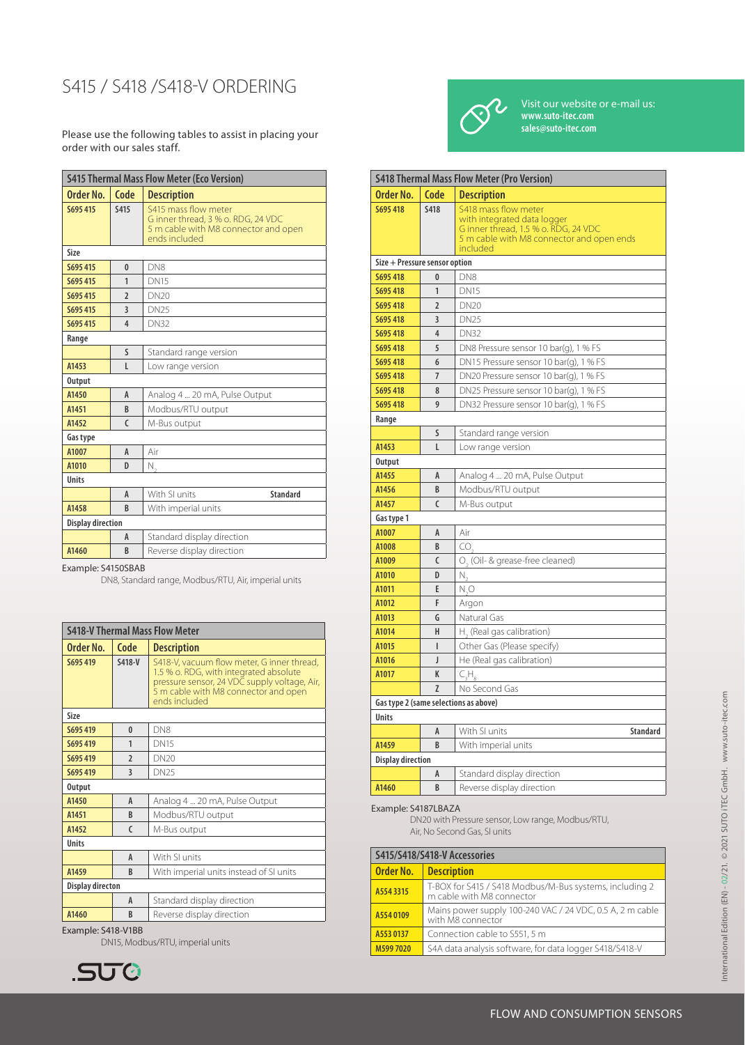# S415 / S418 /S418-V ORDERING

Please use the following tables to assist in placing your order with our sales staff.

Visit our website or e-mail us:
**www.suto-itec.com**
**sales@suto-itec.com**

| S415 Thermal Mass Flow Meter (Eco Version) | | |
|---|---|---|
| **Order No.** | **Code** | **Description** |
| S695 415 | S415 | S415 mass flow meter<br>G inner thread, 3 % o. RDG, 24 VDC<br>5 m cable with M8 connector and open ends included |
| **Size** | | |
| S695 415 | 0 | DN8 |
| S695 415 | 1 | DN15 |
| S695 415 | 2 | DN20 |
| S695 415 | 3 | DN25 |
| S695 415 | 4 | DN32 |
| **Range** | | |
| | S | Standard range version |
| A1453 | L | Low range version |
| **Output** | | |
| A1450 | A | Analog 4 ... 20 mA, Pulse Output |
| A1451 | B | Modbus/RTU output |
| A1452 | C | M-Bus output |
| **Gas type** | | |
| A1007 | A | Air |
| A1010 | D | $N_2$ |
| **Units** | | |
| | A | With SI units **Standard** |
| A1458 | B | With imperial units |
| **Display direction** | | |
| | A | Standard display direction |
| A1460 | B | Reverse display direction |

Example: S4150SBAB
DN8, Standard range, Modbus/RTU, Air, imperial units

| S418-V Thermal Mass Flow Meter | | |
|---|---|---|
| **Order No.** | **Code** | **Description** |
| S695 419 | S418-V | S418-V, vacuum flow meter, G inner thread, 1.5 % o. RDG, with integrated absolute pressure sensor, 24 VDC supply voltage, Air, 5 m cable with M8 connector and open ends included |
| **Size** | | |
| S695 419 | 0 | DN8 |
| S695 419 | 1 | DN15 |
| S695 419 | 2 | DN20 |
| S695 419 | 3 | DN25 |
| **Output** | | |
| A1450 | A | Analog 4 ... 20 mA, Pulse Output |
| A1451 | B | Modbus/RTU output |
| A1452 | C | M-Bus output |
| **Units** | | |
| | A | With SI units |
| A1459 | B | With imperial units instead of SI units |
| **Display directon** | | |
| | A | Standard display direction |
| A1460 | B | Reverse display direction |

Example: S418-V1BB
DN15, Modbus/RTU, imperial units

| S418 Thermal Mass Flow Meter (Pro Version) | | |
|---|---|---|
| **Order No.** | **Code** | **Description** |
| S695 418 | S418 | S418 mass flow meter<br>with integrated data logger<br>G inner thread, 1.5 % o. RDG, 24 VDC<br>5 m cable with M8 connector and open ends included |
| **Size + Pressure sensor option** | | |
| S695 418 | 0 | DN8 |
| S695 418 | 1 | DN15 |
| S695 418 | 2 | DN20 |
| S695 418 | 3 | DN25 |
| S695 418 | 4 | DN32 |
| S695 418 | 5 | DN8 Pressure sensor 10 bar(g), 1 % FS |
| S695 418 | 6 | DN15 Pressure sensor 10 bar(g), 1 % FS |
| S695 418 | 7 | DN20 Pressure sensor 10 bar(g), 1 % FS |
| S695 418 | 8 | DN25 Pressure sensor 10 bar(g), 1 % FS |
| S695 418 | 9 | DN32 Pressure sensor 10 bar(g), 1 % FS |
| **Range** | | |
| | S | Standard range version |
| A1453 | L | Low range version |
| **Output** | | |
| A1455 | A | Analog 4 ... 20 mA, Pulse Output |
| A1456 | B | Modbus/RTU output |
| A1457 | C | M-Bus output |
| **Gas type 1** | | |
| A1007 | A | Air |
| A1008 | B | $CO_2$ |
| A1009 | C | $O_2$ (Oil- & grease-free cleaned) |
| A1010 | D | $N_2$ |
| A1011 | E | $N_2O$ |
| A1012 | F | Argon |
| A1013 | G | Natural Gas |
| A1014 | H | $H_2$ (Real gas calibration) |
| A1015 | I | Other Gas (Please specify) |
| A1016 | J | He (Real gas calibration) |
| A1017 | K | $C_3H_8$ |
| | Z | No Second Gas |
| **Gas type 2 (same selections as above)** | | |
| **Units** | | |
| | A | With SI units **Standard** |
| A1459 | B | With imperial units |
| **Display direction** | | |
| | A | Standard display direction |
| A1460 | B | Reverse display direction |

Example: S4187LBAZA
DN20 with Pressure sensor, Low range, Modbus/RTU, Air, No Second Gas, SI units

| S415/S418/S418-V Accessories | |
|---|---|
| **Order No.** | **Description** |
| A554 3315 | T-BOX for S415 / S418 Modbus/M-Bus systems, including 2 m cable with M8 connector |
| A554 0109 | Mains power supply 100-240 VAC / 24 VDC, 0.5 A, 2 m cable with M8 connector |
| A553 0137 | Connection cable to S551, 5 m |
| M599 7020 | S4A data analysis software, for data logger S418/S418-V |

International Edition (EN) - 02/21. © 2021 SUTO ITEC GmbH. www.suto-itec.com

FLOW AND CONSUMPTION SENSORS